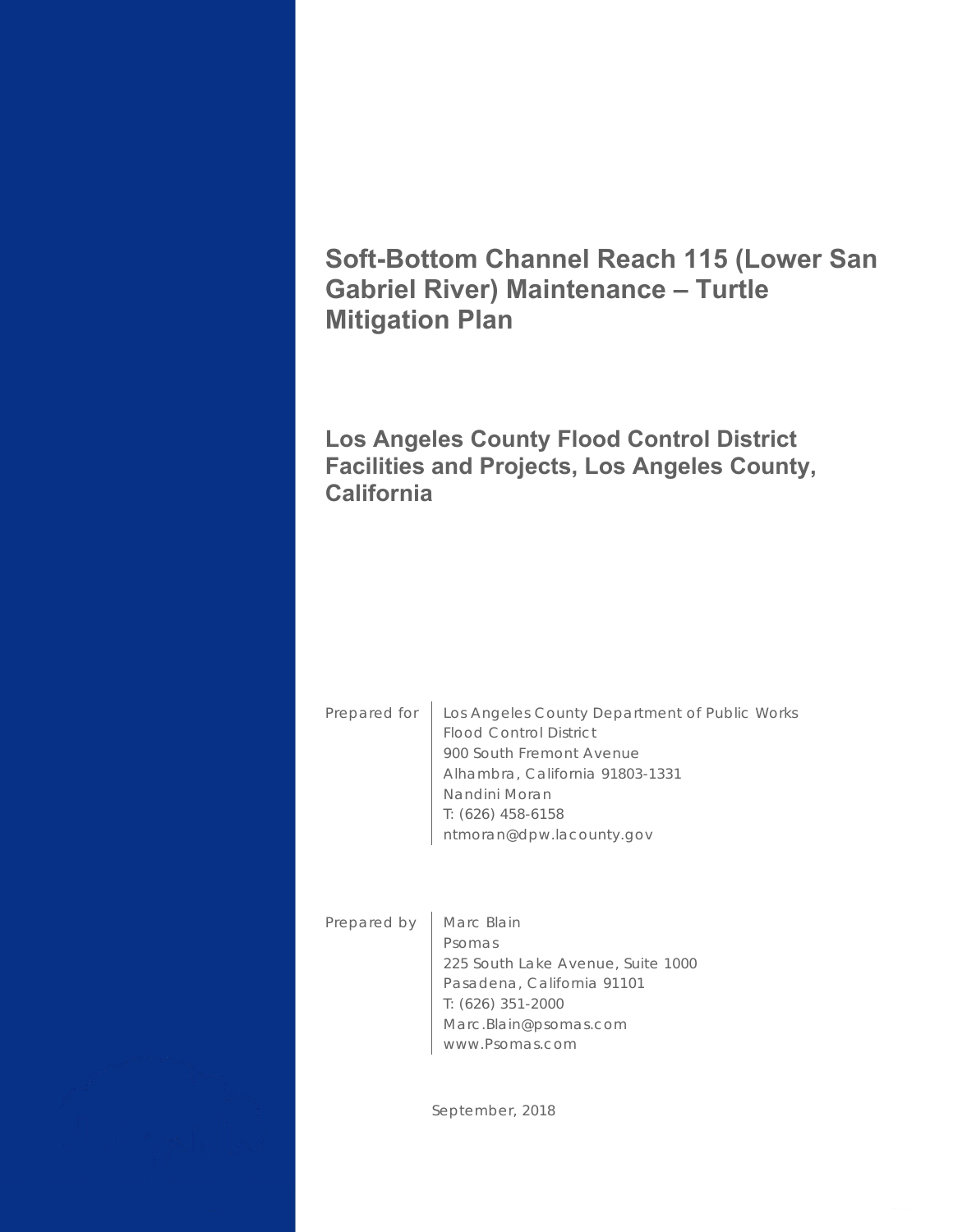# Soft-Bottom Channel Reach 115 (Lower San Gabriel River) Maintenance – Turtle Mitigation Plan

## Los Angeles County Flood Control District Facilities and Projects, Los Angeles County, California

Prepared for

Los Angeles County Department of Public Works
Flood Control District
900 South Fremont Avenue
Alhambra, California 91803-1331
Nandini Moran
T: (626) 458-6158
ntmoran@dpw.lacounty.gov

Prepared by

Marc Blain
Psomas
225 South Lake Avenue, Suite 1000
Pasadena, California 91101
T: (626) 351-2000
Marc.Blain@psomas.com
www.Psomas.com

September, 2018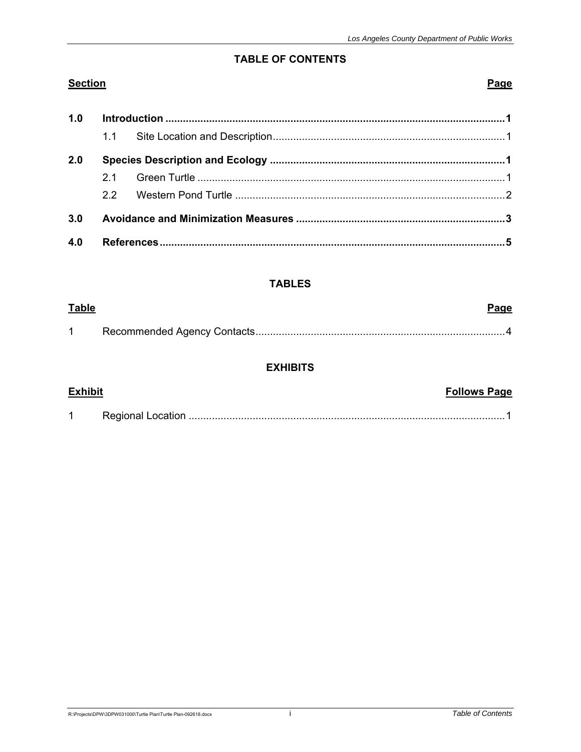# TABLE OF CONTENTS

| Section | | | Page |
|---|---|---|---|
| **1.0** | **Introduction** | | **1** |
| | 1.1 | Site Location and Description | 1 |
| **2.0** | **Species Description and Ecology** | | **1** |
| | 2.1 | Green Turtle | 1 |
| | 2.2 | Western Pond Turtle | 2 |
| **3.0** | **Avoidance and Minimization Measures** | | **3** |
| **4.0** | **References** | | **5** |

## TABLES

| Table | | Page |
|---|---|---|
| 1 | Recommended Agency Contacts | 4 |

## EXHIBITS

| Exhibit | | Follows Page |
|---|---|---|
| 1 | Regional Location | 1 |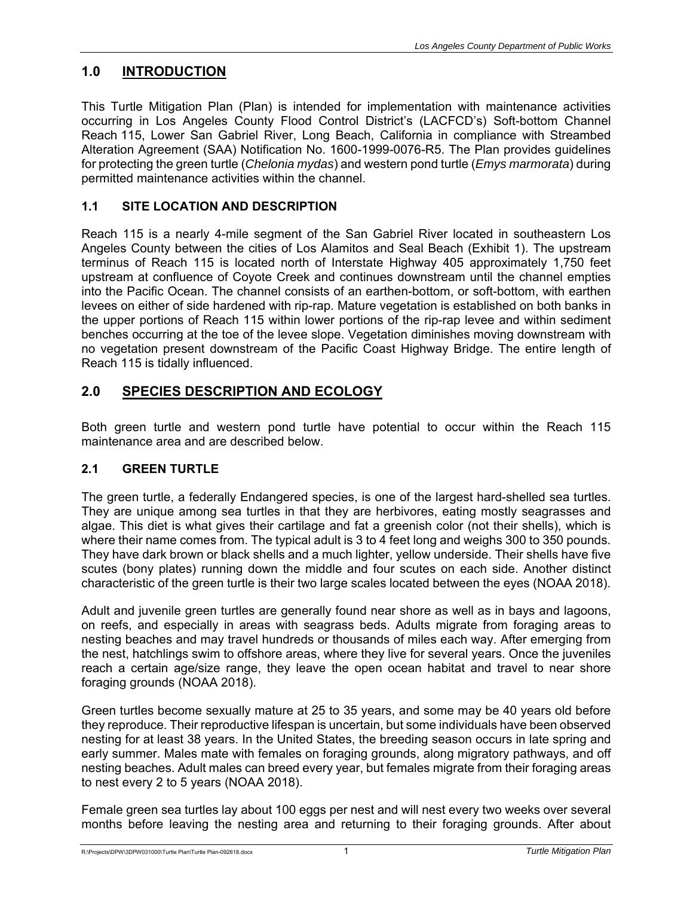# 1.0 INTRODUCTION

This Turtle Mitigation Plan (Plan) is intended for implementation with maintenance activities occurring in Los Angeles County Flood Control District's (LACFCD's) Soft-bottom Channel Reach 115, Lower San Gabriel River, Long Beach, California in compliance with Streambed Alteration Agreement (SAA) Notification No. 1600-1999-0076-R5. The Plan provides guidelines for protecting the green turtle (*Chelonia mydas*) and western pond turtle (*Emys marmorata*) during permitted maintenance activities within the channel.

## 1.1 SITE LOCATION AND DESCRIPTION

Reach 115 is a nearly 4-mile segment of the San Gabriel River located in southeastern Los Angeles County between the cities of Los Alamitos and Seal Beach (Exhibit 1). The upstream terminus of Reach 115 is located north of Interstate Highway 405 approximately 1,750 feet upstream at confluence of Coyote Creek and continues downstream until the channel empties into the Pacific Ocean. The channel consists of an earthen-bottom, or soft-bottom, with earthen levees on either of side hardened with rip-rap. Mature vegetation is established on both banks in the upper portions of Reach 115 within lower portions of the rip-rap levee and within sediment benches occurring at the toe of the levee slope. Vegetation diminishes moving downstream with no vegetation present downstream of the Pacific Coast Highway Bridge. The entire length of Reach 115 is tidally influenced.

# 2.0 SPECIES DESCRIPTION AND ECOLOGY

Both green turtle and western pond turtle have potential to occur within the Reach 115 maintenance area and are described below.

## 2.1 GREEN TURTLE

The green turtle, a federally Endangered species, is one of the largest hard-shelled sea turtles. They are unique among sea turtles in that they are herbivores, eating mostly seagrasses and algae. This diet is what gives their cartilage and fat a greenish color (not their shells), which is where their name comes from. The typical adult is 3 to 4 feet long and weighs 300 to 350 pounds. They have dark brown or black shells and a much lighter, yellow underside. Their shells have five scutes (bony plates) running down the middle and four scutes on each side. Another distinct characteristic of the green turtle is their two large scales located between the eyes (NOAA 2018).

Adult and juvenile green turtles are generally found near shore as well as in bays and lagoons, on reefs, and especially in areas with seagrass beds. Adults migrate from foraging areas to nesting beaches and may travel hundreds or thousands of miles each way. After emerging from the nest, hatchlings swim to offshore areas, where they live for several years. Once the juveniles reach a certain age/size range, they leave the open ocean habitat and travel to near shore foraging grounds (NOAA 2018).

Green turtles become sexually mature at 25 to 35 years, and some may be 40 years old before they reproduce. Their reproductive lifespan is uncertain, but some individuals have been observed nesting for at least 38 years. In the United States, the breeding season occurs in late spring and early summer. Males mate with females on foraging grounds, along migratory pathways, and off nesting beaches. Adult males can breed every year, but females migrate from their foraging areas to nest every 2 to 5 years (NOAA 2018).

Female green sea turtles lay about 100 eggs per nest and will nest every two weeks over several months before leaving the nesting area and returning to their foraging grounds. After about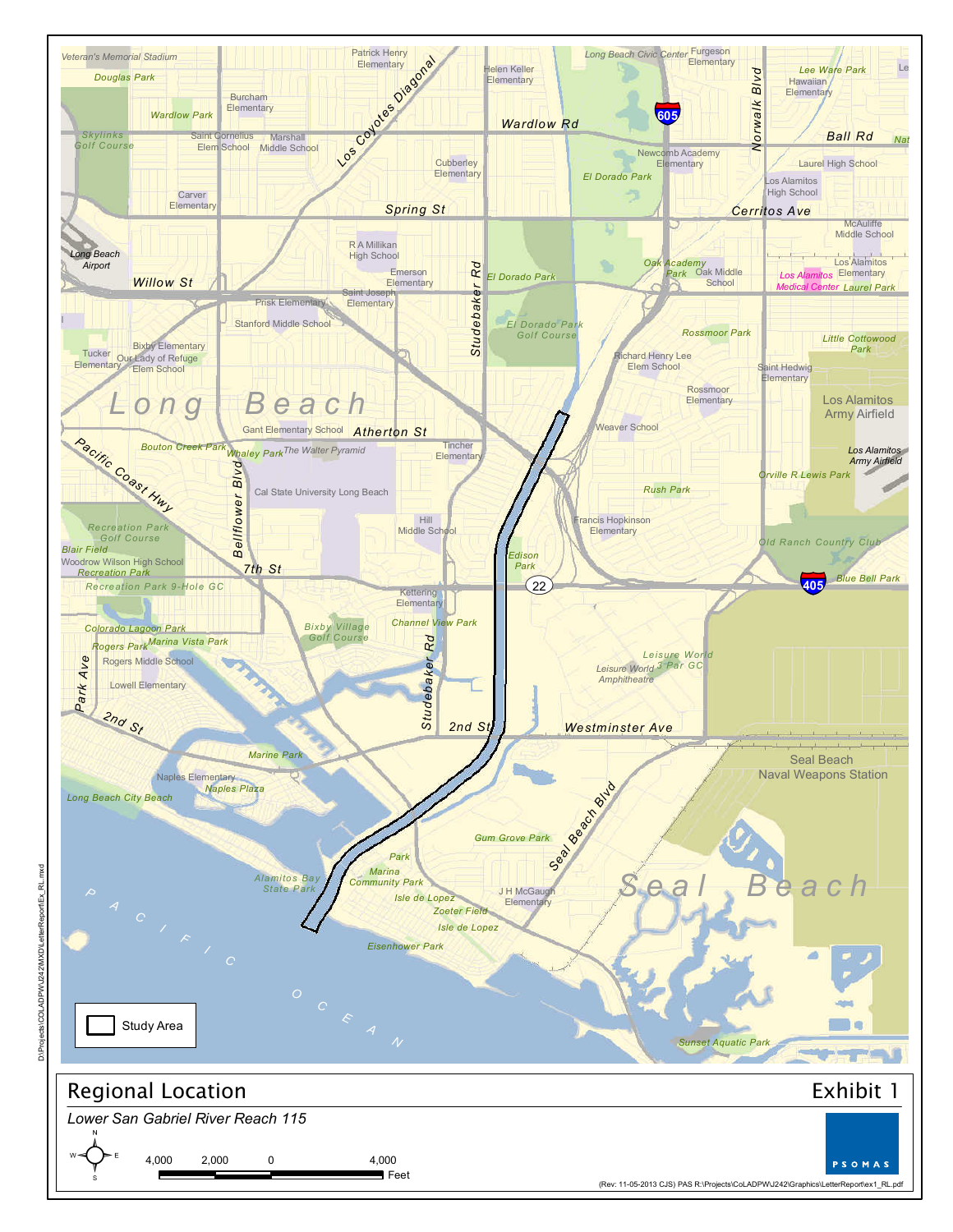# Regional Location

Exhibit 1

*Lower San Gabriel River Reach 115*

Study Area

4,000 2,000 0 4,000 Feet

PSOMAS

(Rev: 11-05-2013 CJS) PAS R:\Projects\CoLADPW\J242\Graphics\LetterReport\ex1_RL.pdf

D:\Projects\COLADPW\J242\MXD\LetterReport\Ex_RL.mxd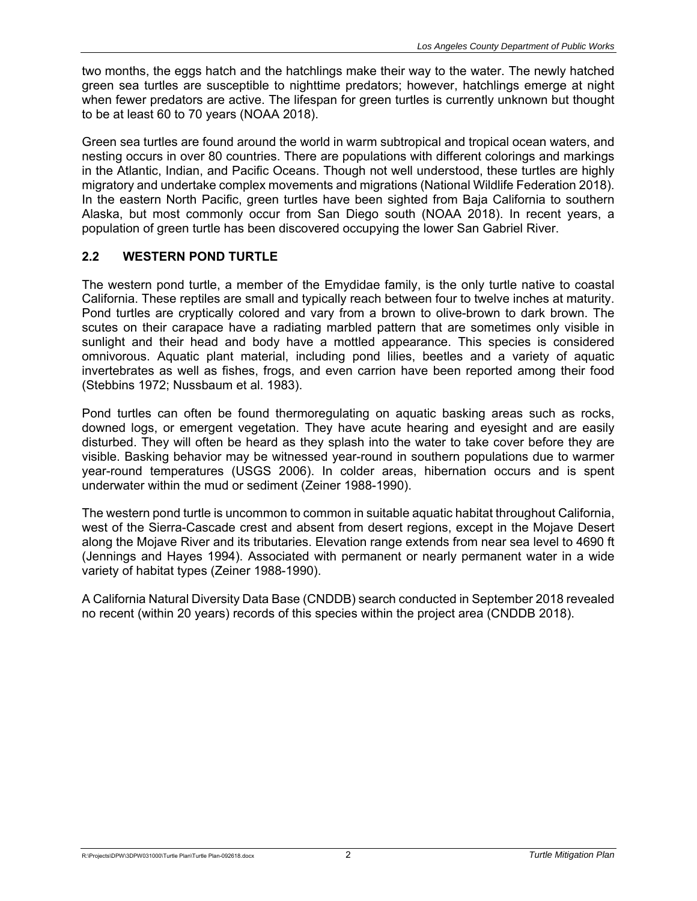two months, the eggs hatch and the hatchlings make their way to the water. The newly hatched green sea turtles are susceptible to nighttime predators; however, hatchlings emerge at night when fewer predators are active. The lifespan for green turtles is currently unknown but thought to be at least 60 to 70 years (NOAA 2018).

Green sea turtles are found around the world in warm subtropical and tropical ocean waters, and nesting occurs in over 80 countries. There are populations with different colorings and markings in the Atlantic, Indian, and Pacific Oceans. Though not well understood, these turtles are highly migratory and undertake complex movements and migrations (National Wildlife Federation 2018). In the eastern North Pacific, green turtles have been sighted from Baja California to southern Alaska, but most commonly occur from San Diego south (NOAA 2018). In recent years, a population of green turtle has been discovered occupying the lower San Gabriel River.

## 2.2 WESTERN POND TURTLE

The western pond turtle, a member of the Emydidae family, is the only turtle native to coastal California. These reptiles are small and typically reach between four to twelve inches at maturity. Pond turtles are cryptically colored and vary from a brown to olive-brown to dark brown. The scutes on their carapace have a radiating marbled pattern that are sometimes only visible in sunlight and their head and body have a mottled appearance. This species is considered omnivorous. Aquatic plant material, including pond lilies, beetles and a variety of aquatic invertebrates as well as fishes, frogs, and even carrion have been reported among their food (Stebbins 1972; Nussbaum et al. 1983).

Pond turtles can often be found thermoregulating on aquatic basking areas such as rocks, downed logs, or emergent vegetation. They have acute hearing and eyesight and are easily disturbed. They will often be heard as they splash into the water to take cover before they are visible. Basking behavior may be witnessed year-round in southern populations due to warmer year-round temperatures (USGS 2006). In colder areas, hibernation occurs and is spent underwater within the mud or sediment (Zeiner 1988-1990).

The western pond turtle is uncommon to common in suitable aquatic habitat throughout California, west of the Sierra-Cascade crest and absent from desert regions, except in the Mojave Desert along the Mojave River and its tributaries. Elevation range extends from near sea level to 4690 ft (Jennings and Hayes 1994). Associated with permanent or nearly permanent water in a wide variety of habitat types (Zeiner 1988-1990).

A California Natural Diversity Data Base (CNDDB) search conducted in September 2018 revealed no recent (within 20 years) records of this species within the project area (CNDDB 2018).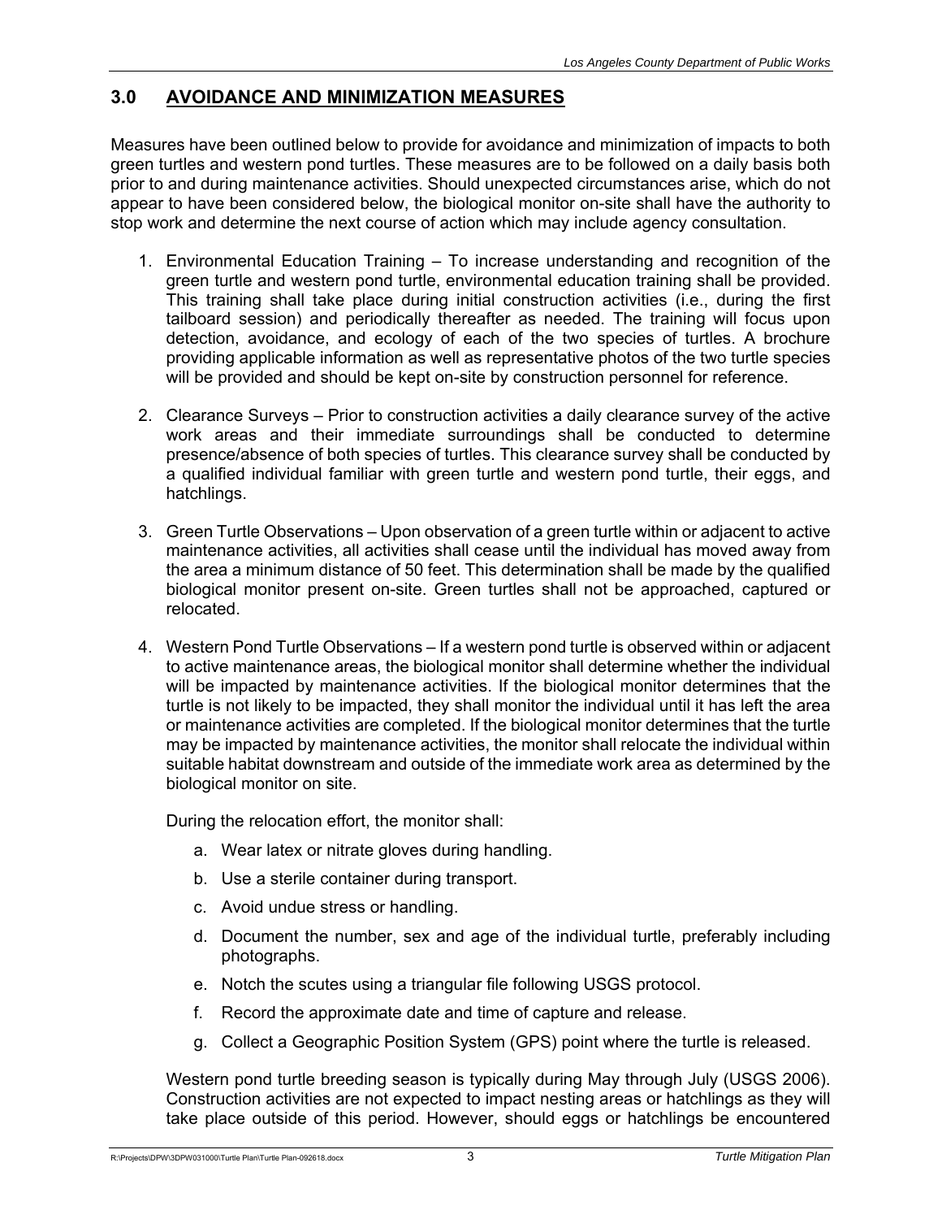## 3.0 AVOIDANCE AND MINIMIZATION MEASURES

Measures have been outlined below to provide for avoidance and minimization of impacts to both green turtles and western pond turtles. These measures are to be followed on a daily basis both prior to and during maintenance activities. Should unexpected circumstances arise, which do not appear to have been considered below, the biological monitor on-site shall have the authority to stop work and determine the next course of action which may include agency consultation.

1. Environmental Education Training – To increase understanding and recognition of the green turtle and western pond turtle, environmental education training shall be provided. This training shall take place during initial construction activities (i.e., during the first tailboard session) and periodically thereafter as needed. The training will focus upon detection, avoidance, and ecology of each of the two species of turtles. A brochure providing applicable information as well as representative photos of the two turtle species will be provided and should be kept on-site by construction personnel for reference.

2. Clearance Surveys – Prior to construction activities a daily clearance survey of the active work areas and their immediate surroundings shall be conducted to determine presence/absence of both species of turtles. This clearance survey shall be conducted by a qualified individual familiar with green turtle and western pond turtle, their eggs, and hatchlings.

3. Green Turtle Observations – Upon observation of a green turtle within or adjacent to active maintenance activities, all activities shall cease until the individual has moved away from the area a minimum distance of 50 feet. This determination shall be made by the qualified biological monitor present on-site. Green turtles shall not be approached, captured or relocated.

4. Western Pond Turtle Observations – If a western pond turtle is observed within or adjacent to active maintenance areas, the biological monitor shall determine whether the individual will be impacted by maintenance activities. If the biological monitor determines that the turtle is not likely to be impacted, they shall monitor the individual until it has left the area or maintenance activities are completed. If the biological monitor determines that the turtle may be impacted by maintenance activities, the monitor shall relocate the individual within suitable habitat downstream and outside of the immediate work area as determined by the biological monitor on site.

   During the relocation effort, the monitor shall:

   a. Wear latex or nitrate gloves during handling.

   b. Use a sterile container during transport.

   c. Avoid undue stress or handling.

   d. Document the number, sex and age of the individual turtle, preferably including photographs.

   e. Notch the scutes using a triangular file following USGS protocol.

   f. Record the approximate date and time of capture and release.

   g. Collect a Geographic Position System (GPS) point where the turtle is released.

   Western pond turtle breeding season is typically during May through July (USGS 2006). Construction activities are not expected to impact nesting areas or hatchlings as they will take place outside of this period. However, should eggs or hatchlings be encountered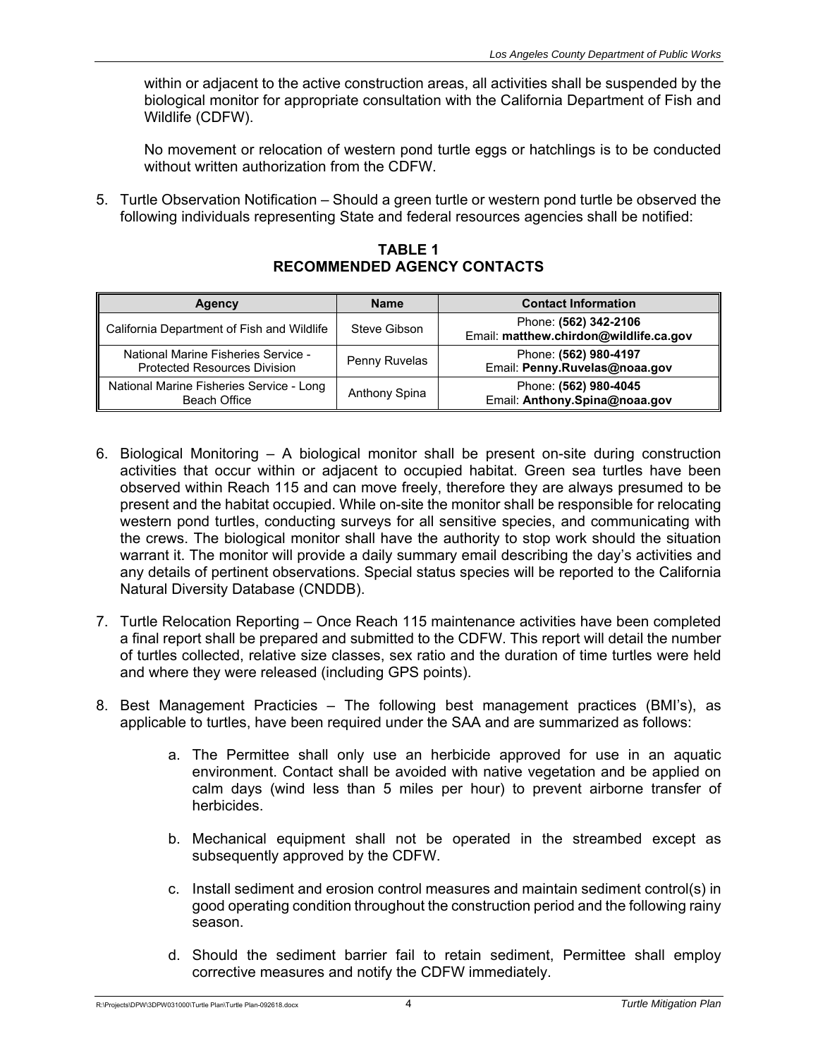within or adjacent to the active construction areas, all activities shall be suspended by the biological monitor for appropriate consultation with the California Department of Fish and Wildlife (CDFW).

No movement or relocation of western pond turtle eggs or hatchlings is to be conducted without written authorization from the CDFW.

5. Turtle Observation Notification – Should a green turtle or western pond turtle be observed the following individuals representing State and federal resources agencies shall be notified:

**TABLE 1**
**RECOMMENDED AGENCY CONTACTS**

| Agency | Name | Contact Information |
|---|---|---|
| California Department of Fish and Wildlife | Steve Gibson | Phone: **(562) 342-2106**<br>Email: **matthew.chirdon@wildlife.ca.gov** |
| National Marine Fisheries Service - Protected Resources Division | Penny Ruvelas | Phone: **(562) 980-4197**<br>Email: **Penny.Ruvelas@noaa.gov** |
| National Marine Fisheries Service - Long Beach Office | Anthony Spina | Phone: **(562) 980-4045**<br>Email: **Anthony.Spina@noaa.gov** |

6. Biological Monitoring – A biological monitor shall be present on-site during construction activities that occur within or adjacent to occupied habitat. Green sea turtles have been observed within Reach 115 and can move freely, therefore they are always presumed to be present and the habitat occupied. While on-site the monitor shall be responsible for relocating western pond turtles, conducting surveys for all sensitive species, and communicating with the crews. The biological monitor shall have the authority to stop work should the situation warrant it. The monitor will provide a daily summary email describing the day's activities and any details of pertinent observations. Special status species will be reported to the California Natural Diversity Database (CNDDB).

7. Turtle Relocation Reporting – Once Reach 115 maintenance activities have been completed a final report shall be prepared and submitted to the CDFW. This report will detail the number of turtles collected, relative size classes, sex ratio and the duration of time turtles were held and where they were released (including GPS points).

8. Best Management Practicies – The following best management practices (BMI's), as applicable to turtles, have been required under the SAA and are summarized as follows:

    a. The Permittee shall only use an herbicide approved for use in an aquatic environment. Contact shall be avoided with native vegetation and be applied on calm days (wind less than 5 miles per hour) to prevent airborne transfer of herbicides.

    b. Mechanical equipment shall not be operated in the streambed except as subsequently approved by the CDFW.

    c. Install sediment and erosion control measures and maintain sediment control(s) in good operating condition throughout the construction period and the following rainy season.

    d. Should the sediment barrier fail to retain sediment, Permittee shall employ corrective measures and notify the CDFW immediately.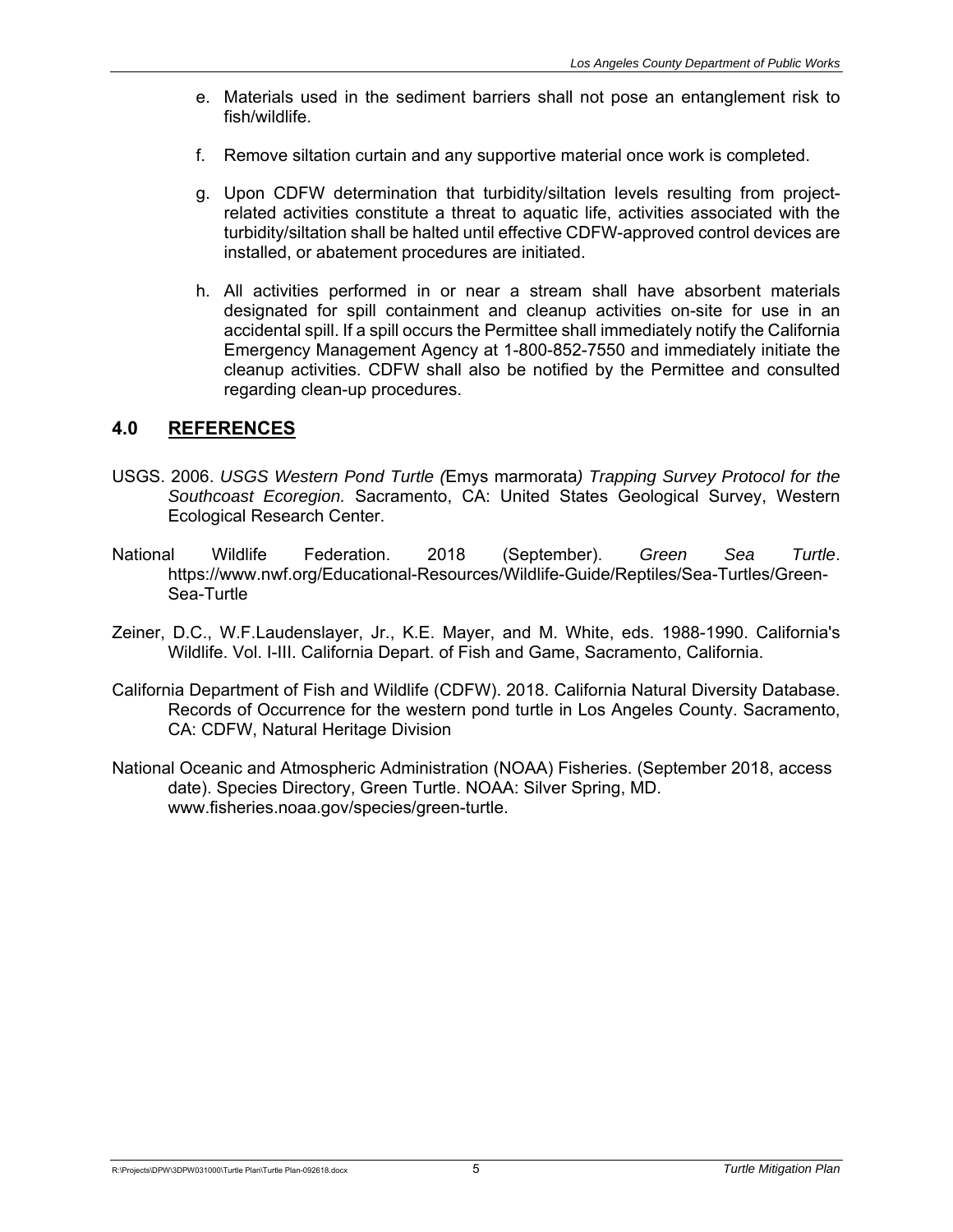e. Materials used in the sediment barriers shall not pose an entanglement risk to fish/wildlife.

f. Remove siltation curtain and any supportive material once work is completed.

g. Upon CDFW determination that turbidity/siltation levels resulting from project-related activities constitute a threat to aquatic life, activities associated with the turbidity/siltation shall be halted until effective CDFW-approved control devices are installed, or abatement procedures are initiated.

h. All activities performed in or near a stream shall have absorbent materials designated for spill containment and cleanup activities on-site for use in an accidental spill. If a spill occurs the Permittee shall immediately notify the California Emergency Management Agency at 1-800-852-7550 and immediately initiate the cleanup activities. CDFW shall also be notified by the Permittee and consulted regarding clean-up procedures.

## 4.0 REFERENCES

USGS. 2006. *USGS Western Pond Turtle (*Emys marmorata*) Trapping Survey Protocol for the Southcoast Ecoregion.* Sacramento, CA: United States Geological Survey, Western Ecological Research Center.

National Wildlife Federation. 2018 (September). *Green Sea Turtle*. https://www.nwf.org/Educational-Resources/Wildlife-Guide/Reptiles/Sea-Turtles/Green-Sea-Turtle

Zeiner, D.C., W.F.Laudenslayer, Jr., K.E. Mayer, and M. White, eds. 1988-1990. California's Wildlife. Vol. I-III. California Depart. of Fish and Game, Sacramento, California.

California Department of Fish and Wildlife (CDFW). 2018. California Natural Diversity Database. Records of Occurrence for the western pond turtle in Los Angeles County. Sacramento, CA: CDFW, Natural Heritage Division

National Oceanic and Atmospheric Administration (NOAA) Fisheries. (September 2018, access date). Species Directory, Green Turtle. NOAA: Silver Spring, MD. www.fisheries.noaa.gov/species/green-turtle.